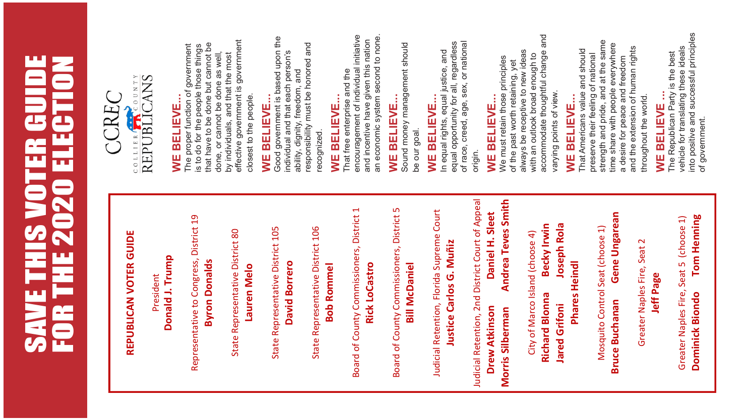# SAVE THIS VOTER GUIDE FOR THE 2020 ELECTION

## REPUBLICAN VOTER GUIDE

President
**Donald J. Trump**

Representative to Congress, District 19
**Byron Donalds**

State Representative District 80
**Lauren Melo**

State Representative District 105
**David Borrero**

State Representative District 106
**Bob Rommel**

Board of County Commissioners, District 1
**Rick LoCastro**

Board of County Commissioners, District 5
**Bill McDaniel**

Judicial Retention, Florida Supreme Court
**Justice Carlos G. Muñiz**

Judicial Retention, 2nd District Court of Appeal
**Drew Atkinson** **Daniel H. Sleet**
**Morris Silberman** **Andrea Teves Smith**

City of Marco Island (choose 4)
**Richard Blonna** **Becky Irwin**
**Jared Grifoni** **Joseph Rola**
**Phares Heindl**

Mosquito Control Seat (choose 1)
**Bruce Buchanan** **Gene Ungarean**

Greater Naples Fire, Seat 2
**Jeff Page**

Greater Naples Fire, Seat 5 (choose 1)
**Dominick Biondo** **Tom Henning**

CCREC
COLLIER COUNTY REPUBLICANS

**WE BELIEVE...**
The proper function of government is to do for the people those things that have to be done but cannot be done, or cannot be done as well, by individuals, and that the most effective government is government closest to the people.

**WE BELIEVE...**
Good government is based upon the individual and that each person's ability, dignity, freedom, and responsibility must be honored and recognized.

**WE BELIEVE...**
That free enterprise and the encouragement of individual initiative and incentive have given this nation an economic system second to none.

**WE BELIEVE...**
Sound money management should be our goal.

**WE BELIEVE...**
In equal rights, equal justice, and equal opportunity for all, regardless of race, creed, age, sex, or national origin.

**WE BELIEVE...**
We must retain those principles of the past worth retaining, yet always be receptive to new ideas with an outlook broad enough to accommodate thoughtful change and varying points of view.

**WE BELIEVE...**
That Americans value and should preserve their feeling of national strength and pride, and at the same time share with people everywhere a desire for peace and freedom and the extension of human rights throughout the world.

**WE BELIEVE ...**
The Republican Party is the best vehicle for translating these ideals into positive and successful principles of government.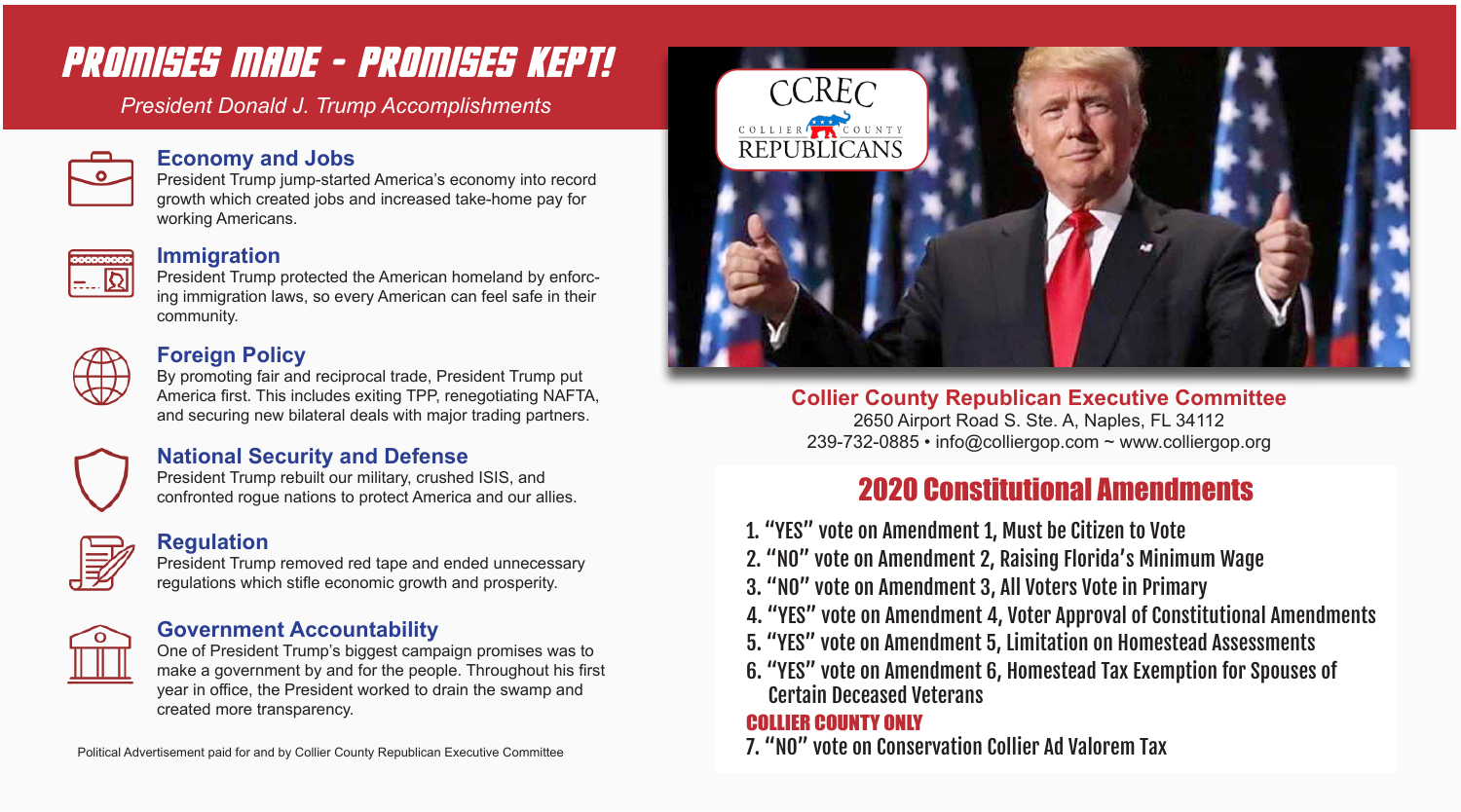# PROMISES MADE - PROMISES KEPT!

*President Donald J. Trump Accomplishments*

### Economy and Jobs

President Trump jump-started America's economy into record growth which created jobs and increased take-home pay for working Americans.

### Immigration

President Trump protected the American homeland by enforcing immigration laws, so every American can feel safe in their community.

### Foreign Policy

By promoting fair and reciprocal trade, President Trump put America first. This includes exiting TPP, renegotiating NAFTA, and securing new bilateral deals with major trading partners.

### National Security and Defense

President Trump rebuilt our military, crushed ISIS, and confronted rogue nations to protect America and our allies.

### Regulation

President Trump removed red tape and ended unnecessary regulations which stifle economic growth and prosperity.

### Government Accountability

One of President Trump's biggest campaign promises was to make a government by and for the people. Throughout his first year in office, the President worked to drain the swamp and created more transparency.

Political Advertisement paid for and by Collier County Republican Executive Committee

CCREC
COLLIER COUNTY
REPUBLICANS

**Collier County Republican Executive Committee**
2650 Airport Road S. Ste. A, Naples, FL 34112
239-732-0885 • info@colliergop.com ~ www.colliergop.org

## 2020 Constitutional Amendments

1. "YES" vote on Amendment 1, Must be Citizen to Vote
2. "NO" vote on Amendment 2, Raising Florida's Minimum Wage
3. "NO" vote on Amendment 3, All Voters Vote in Primary
4. "YES" vote on Amendment 4, Voter Approval of Constitutional Amendments
5. "YES" vote on Amendment 5, Limitation on Homestead Assessments
6. "YES" vote on Amendment 6, Homestead Tax Exemption for Spouses of Certain Deceased Veterans

**COLLIER COUNTY ONLY**

7. "NO" vote on Conservation Collier Ad Valorem Tax